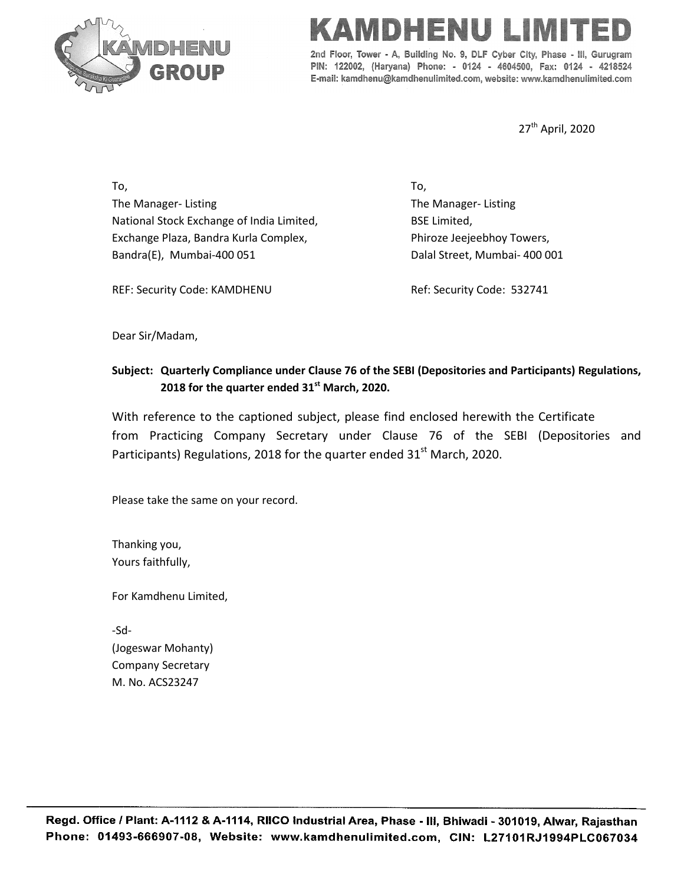# KAMDHENU LIMITED

2nd Floor, Tower - A, Building No. 9, DLF Cyber City, Phase - III, Gurugram
PIN: 122002, (Haryana) Phone: - 0124 - 4604500, Fax: 0124 - 4218524
E-mail: kamdhenu@kamdhenulimited.com, website: www.kamdhenulimited.com

27th April, 2020

To,
The Manager- Listing
National Stock Exchange of India Limited,
Exchange Plaza, Bandra Kurla Complex,
Bandra(E), Mumbai-400 051

REF: Security Code: KAMDHENU

To,
The Manager- Listing
BSE Limited,
Phiroze Jeejeebhoy Towers,
Dalal Street, Mumbai- 400 001

Ref: Security Code: 532741

Dear Sir/Madam,

**Subject: Quarterly Compliance under Clause 76 of the SEBI (Depositories and Participants) Regulations, 2018 for the quarter ended 31st March, 2020.**

With reference to the captioned subject, please find enclosed herewith the Certificate from Practicing Company Secretary under Clause 76 of the SEBI (Depositories and Participants) Regulations, 2018 for the quarter ended 31st March, 2020.

Please take the same on your record.

Thanking you,
Yours faithfully,

For Kamdhenu Limited,

-Sd-
(Jogeswar Mohanty)
Company Secretary
M. No. ACS23247

Regd. Office / Plant: A-1112 & A-1114, RIICO Industrial Area, Phase - III, Bhiwadi - 301019, Alwar, Rajasthan
Phone: 01493-666907-08, Website: www.kamdhenulimited.com, CIN: L27101RJ1994PLC067034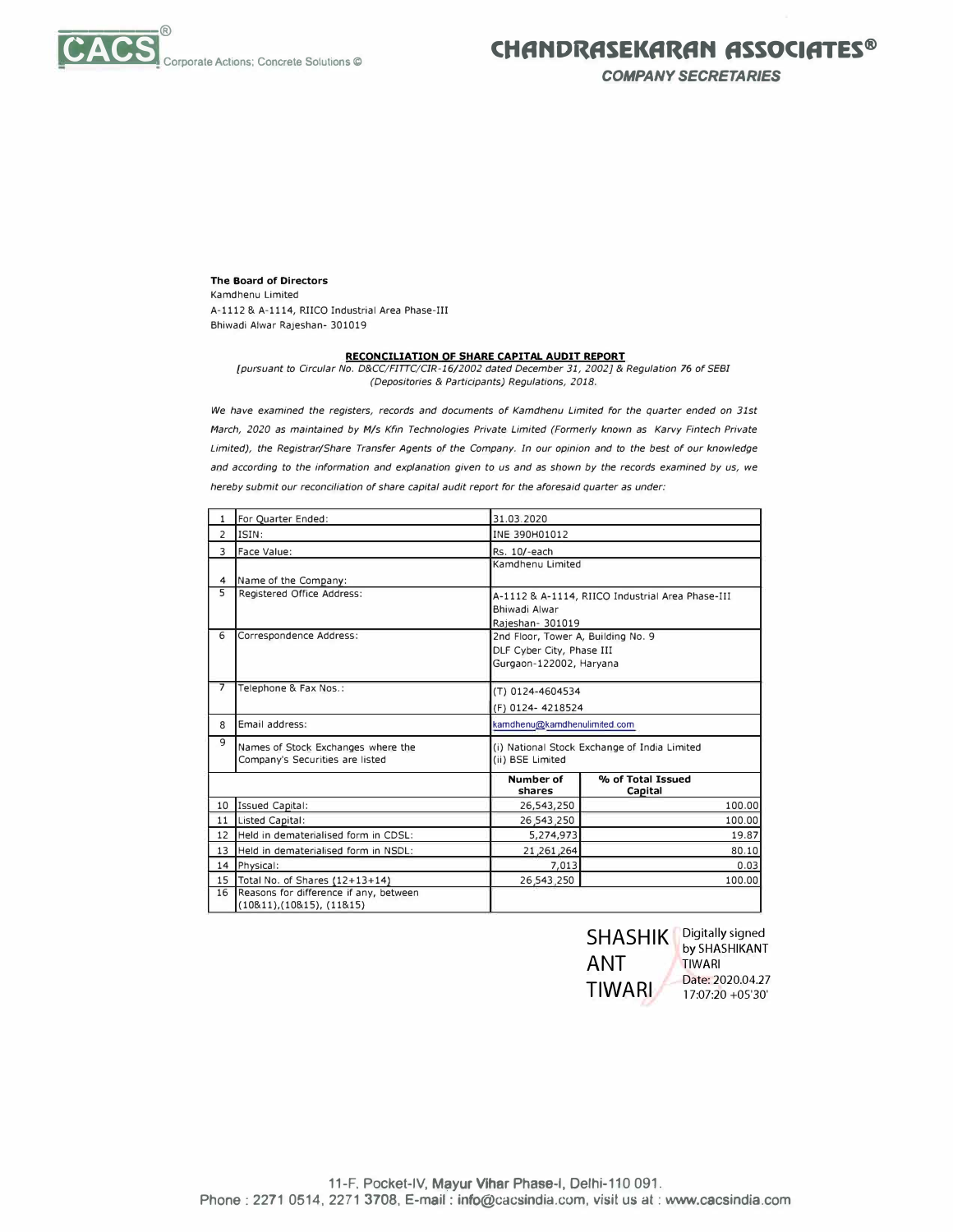**The Board of Directors**
Kamdhenu Limited
A-1112 & A-1114, RIICO Industrial Area Phase-III
Bhiwadi Alwar Rajeshan- 301019

**RECONCILIATION OF SHARE CAPITAL AUDIT REPORT**

*[pursuant to Circular No. D&CC/FITTC/CIR-16/2002 dated December 31, 2002] & Regulation 76 of SEBI (Depositories & Participants) Regulations, 2018.*

*We have examined the registers, records and documents of Kamdhenu Limited for the quarter ended on 31st March, 2020 as maintained by M/s Kfin Technologies Private Limited (Formerly known as Karvy Fintech Private Limited), the Registrar/Share Transfer Agents of the Company. In our opinion and to the best of our knowledge and according to the information and explanation given to us and as shown by the records examined by us, we hereby submit our reconciliation of share capital audit report for the aforesaid quarter as under:*

| | | | |
|---|---|---|---|
| 1 | For Quarter Ended: | 31.03.2020 | |
| 2 | ISIN: | INE 390H01012 | |
| 3 | Face Value: | Rs. 10/-each | |
| 4 | Name of the Company: | Kamdhenu Limited | |
| 5 | Registered Office Address: | A-1112 & A-1114, RIICO Industrial Area Phase-III Bhiwadi Alwar Rajeshan- 301019 | |
| 6 | Correspondence Address: | 2nd Floor, Tower A, Building No. 9 DLF Cyber City, Phase III Gurgaon-122002, Haryana | |
| 7 | Telephone & Fax Nos.: | (T) 0124-4604534 (F) 0124- 4218524 | |
| 8 | Email address: | kamdhenu@kamdhenulimited.com | |
| 9 | Names of Stock Exchanges where the Company's Securities are listed | (i) National Stock Exchange of India Limited (ii) BSE Limited | |
| | | **Number of shares** | **% of Total Issued Capital** |
| 10 | Issued Capital: | 26,543,250 | 100.00 |
| 11 | Listed Capital: | 26,543,250 | 100.00 |
| 12 | Held in dematerialised form in CDSL: | 5,274,973 | 19.87 |
| 13 | Held in dematerialised form in NSDL: | 21,261,264 | 80.10 |
| 14 | Physical: | 7,013 | 0.03 |
| 15 | Total No. of Shares (12+13+14) | 26,543,250 | 100.00 |
| 16 | Reasons for difference if any, between (10&11),(10&15), (11&15) | | |

SHASHIKANT TIWARI
Digitally signed by SHASHIKANT TIWARI
Date: 2020.04.27 17:07:20 +05'30'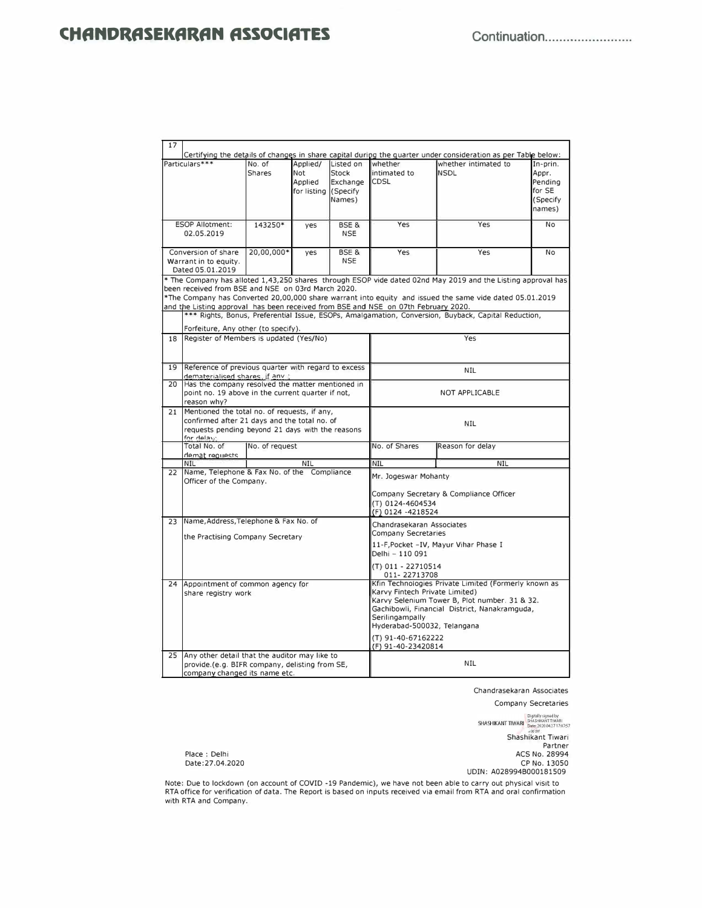# CHANDRASEKARAN ASSOCIATES

Continuation........................

| 17 | Certifying the details of changes in share capital during the quarter under consideration as per Table below: | | | | | |
|---|---|---|---|---|---|---|
| Particulars*** | No. of Shares | Applied/ Not Applied for listing | Listed on Stock Exchange (Specify Names) | whether intimated to CDSL | whether intimated to NSDL | In-prin. Appr. Pending for SE (Specify names) |
| ESOP Allotment: 02.05.2019 | 143250* | yes | BSE & NSE | Yes | Yes | No |
| Conversion of share Warrant in to equity. Dated 05.01.2019 | 20,00,000* | yes | BSE & NSE | Yes | Yes | No |

\* The Company has alloted 1,43,250 shares through ESOP vide dated 02nd May 2019 and the Listing approval has been received from BSE and NSE on 03rd March 2020.

*The Company has Converted 20,00,000 share warrant into equity and issued the same vide dated 05.01.2019 and the Listing approval has been received from BSE and NSE on 07th February 2020.

*** Rights, Bonus, Preferential Issue, ESOPs, Amalgamation, Conversion, Buyback, Capital Reduction, Forfeiture, Any other (to specify).

| | | |
|---|---|---|
| 18 | Register of Members is updated (Yes/No) | Yes |
| 19 | Reference of previous quarter with regard to excess dematerialised shares, if any : | NIL |
| 20 | Has the company resolved the matter mentioned in point no. 19 above in the current quarter if not, reason why? | NOT APPLICABLE |
| 21 | Mentioned the total no. of requests, if any, confirmed after 21 days and the total no. of requests pending beyond 21 days with the reasons for delay: | NIL |

| Total No. of demat requests | No. of request | No. of Shares | Reason for delay |
|---|---|---|---|
| NIL | NIL | NIL | NIL |

| | | |
|---|---|---|
| 22 | Name, Telephone & Fax No. of the Compliance Officer of the Company. | Mr. Jogeswar Mohanty<br><br>Company Secretary & Compliance Officer<br>(T) 0124-4604534<br>(F) 0124 -4218524 |
| 23 | Name, Address, Telephone & Fax No. of the Practising Company Secretary | Chandrasekaran Associates<br>Company Secretaries<br>11-F, Pocket -IV, Mayur Vihar Phase I<br>Delhi – 110 091<br>(T) 011 - 22710514<br>011- 22713708 |
| 24 | Appointment of common agency for share registry work | Kfin Technologies Private Limited (Formerly known as Karvy Fintech Private Limited)<br>Karvy Selenium Tower B, Plot number. 31 & 32. Gachibowli, Financial District, Nanakramguda, Serilingampally<br>Hyderabad-500032, Telangana<br>(T) 91-40-67162222<br>(F) 91-40-23420814 |
| 25 | Any other detail that the auditor may like to provide.(e.g. BIFR company, delisting from SE, company changed its name etc. | NIL |

Chandrasekaran Associates
Company Secretaries

SHASHIKANT TIWARI (Digitally signed by SHASHIKANT TIWARI Date: 2020.04.27 17:07:57 +05'30')

Shashikant Tiwari
Partner
ACS No. 28994
CP No. 13050
UDIN: A028994B000181509

Place : Delhi
Date:27.04.2020

Note: Due to lockdown (on account of COVID -19 Pandemic), we have not been able to carry out physical visit to RTA office for verification of data. The Report is based on inputs received via email from RTA and oral confirmation with RTA and Company.